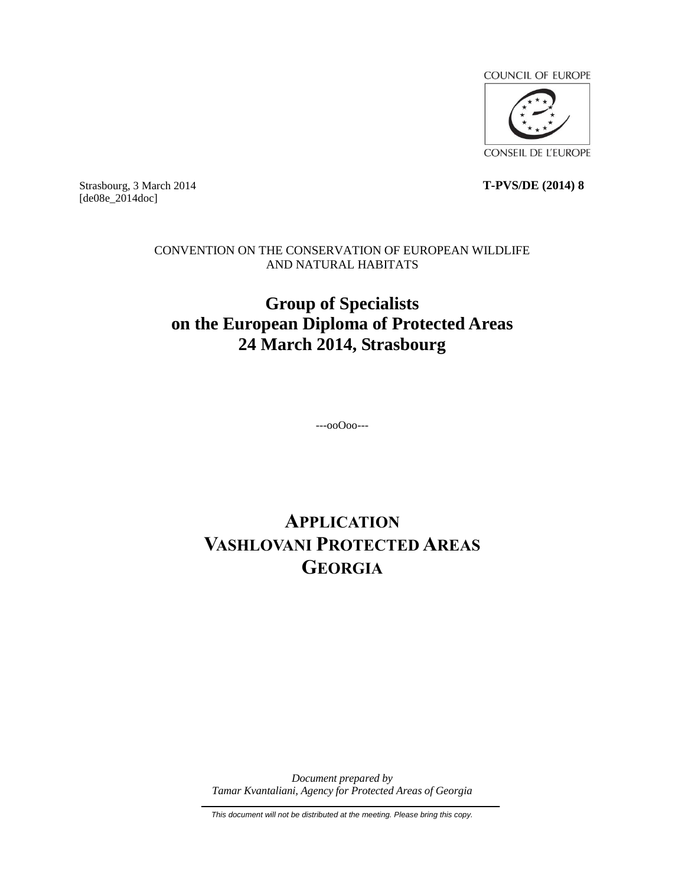COUNCIL OF EUROPE

CONSEIL DE L'EUROPE

Strasbourg, 3 March 2014 **T-PVS/DE (2014) 8**
[de08e_2014doc]

CONVENTION ON THE CONSERVATION OF EUROPEAN WILDLIFE AND NATURAL HABITATS

# Group of Specialists on the European Diploma of Protected Areas 24 March 2014, Strasbourg

---ooOoo---

# APPLICATION VASHLOVANI PROTECTED AREAS GEORGIA

*Document prepared by*
*Tamar Kvantaliani, Agency for Protected Areas of Georgia*

---

*This document will not be distributed at the meeting. Please bring this copy.*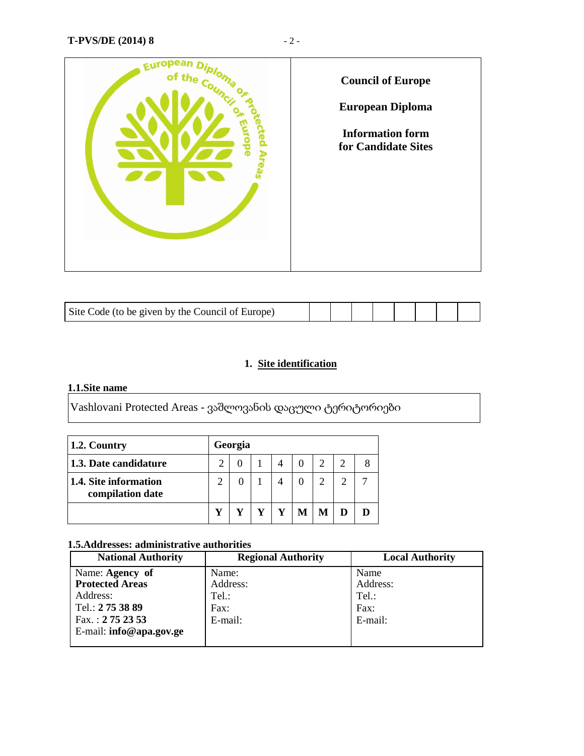**Council of Europe**

**European Diploma**

**Information form for Candidate Sites**

| Site Code (to be given by the Council of Europe) | | | | | | | | |
|---|---|---|---|---|---|---|---|---|

## 1. Site identification

**1.1.Site name**

Vashlovani Protected Areas - ვაშლოვანის დაცული ტერიტორიები

| **1.2. Country** | **Georgia** | | | | | | | |
|---|---|---|---|---|---|---|---|---|
| **1.3. Date candidature** | 2 | 0 | 1 | 4 | 0 | 2 | 2 | 8 |
| **1.4. Site information compilation date** | 2 | 0 | 1 | 4 | 0 | 2 | 2 | 7 |
| | **Y** | **Y** | **Y** | **Y** | **M** | **M** | **D** | **D** |

**1.5.Addresses: administrative authorities**

| National Authority | Regional Authority | Local Authority |
|---|---|---|
| Name: **Agency of Protected Areas**<br>Address:<br>Tel.: **2 75 38 89**<br>Fax. : **2 75 23 53**<br>E-mail: **info@apa.gov.ge** | Name:<br>Address:<br>Tel.:<br>Fax:<br>E-mail: | Name<br>Address:<br>Tel.:<br>Fax:<br>E-mail: |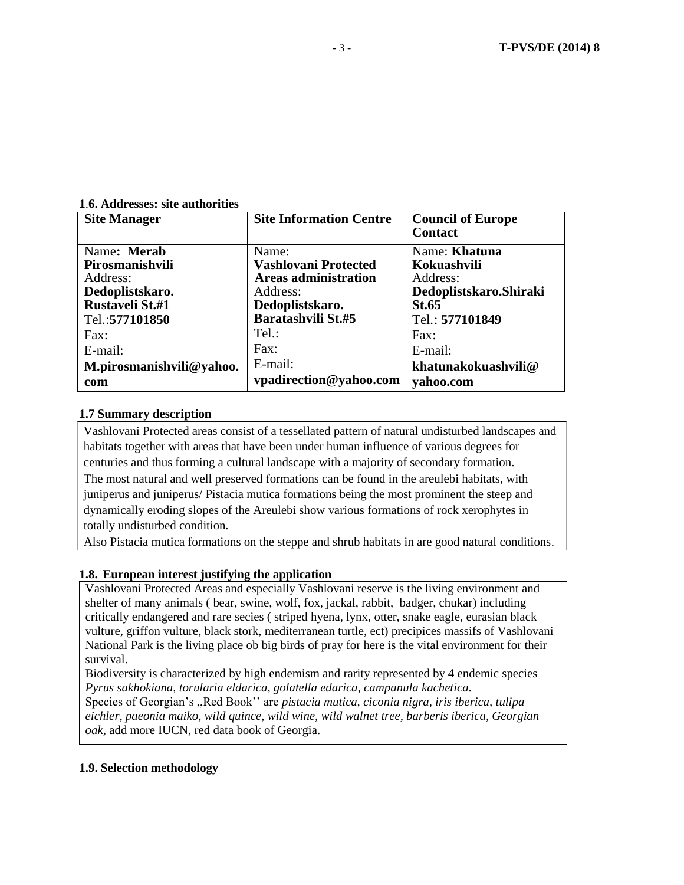**1.6. Addresses: site authorities**

| Site Manager | Site Information Centre | Council of Europe Contact |
|---|---|---|
| Name**: Merab Pirosmanishvili**<br>Address:<br>**Dedoplistskaro. Rustaveli St.#1**<br>Tel.:**577101850**<br>Fax:<br>E-mail:<br>**M.pirosmanishvili@yahoo.com** | Name:<br>**Vashlovani Protected Areas administration**<br>Address:<br>**Dedoplistskaro. Baratashvili St.#5**<br>Tel.:<br>Fax:<br>E-mail:<br>**vpadirection@yahoo.com** | Name: **Khatuna Kokuashvili**<br>Address:<br>**Dedoplistskaro.Shiraki St.65**<br>Tel.: **577101849**<br>Fax:<br>E-mail:<br>**khatunakokuashvili@yahoo.com** |

**1.7 Summary description**

Vashlovani Protected areas consist of a tessellated pattern of natural undisturbed landscapes and habitats together with areas that have been under human influence of various degrees for centuries and thus forming a cultural landscape with a majority of secondary formation.
The most natural and well preserved formations can be found in the areulebi habitats, with juniperus and juniperus/ Pistacia mutica formations being the most prominent the steep and dynamically eroding slopes of the Areulebi show various formations of rock xerophytes in totally undisturbed condition.
Also Pistacia mutica formations on the steppe and shrub habitats in are good natural conditions.

**1.8. European interest justifying the application**

Vashlovani Protected Areas and especially Vashlovani reserve is the living environment and shelter of many animals ( bear, swine, wolf, fox, jackal, rabbit, badger, chukar) including critically endangered and rare secies ( striped hyena, lynx, otter, snake eagle, eurasian black vulture, griffon vulture, black stork, mediterranean turtle, ect) precipices massifs of Vashlovani National Park is the living place ob big birds of pray for here is the vital environment for their survival.
Biodiversity is characterized by high endemism and rarity represented by 4 endemic species *Pyrus sakhokiana, torularia eldarica, golatella edarica, campanula kachetica.*
Species of Georgian's „Red Book'' are *pistacia mutica, ciconia nigra, iris iberica, tulipa eichler, paeonia maiko, wild quince, wild wine, wild walnet tree, barberis iberica, Georgian oak*, add more IUCN, red data book of Georgia.

**1.9. Selection methodology**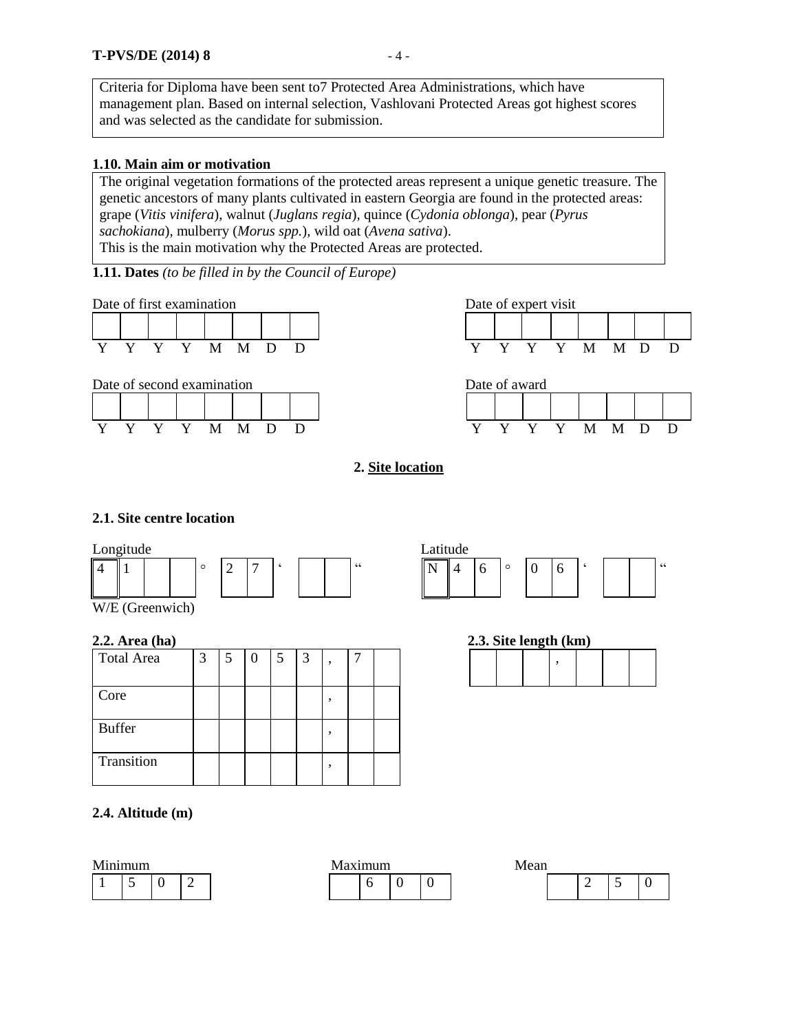Criteria for Diploma have been sent to7 Protected Area Administrations, which have management plan. Based on internal selection, Vashlovani Protected Areas got highest scores and was selected as the candidate for submission.

**1.10. Main aim or motivation**

The original vegetation formations of the protected areas represent a unique genetic treasure. The genetic ancestors of many plants cultivated in eastern Georgia are found in the protected areas: grape (*Vitis vinifera*), walnut (*Juglans regia*), quince (*Cydonia oblonga*), pear (*Pyrus sachokiana*), mulberry (*Morus spp.*), wild oat (*Avena sativa*).
This is the main motivation why the Protected Areas are protected.

**1.11. Dates** *(to be filled in by the Council of Europe)*

Date of first examination

| | | | | | | | |
|---|---|---|---|---|---|---|---|
| Y | Y | Y | Y | M | M | D | D |

Date of expert visit

| | | | | | | | |
|---|---|---|---|---|---|---|---|
| Y | Y | Y | Y | M | M | D | D |

Date of second examination

| | | | | | | | |
|---|---|---|---|---|---|---|---|
| Y | Y | Y | Y | M | M | D | D |

Date of award

| | | | | | | | |
|---|---|---|---|---|---|---|---|
| Y | Y | Y | Y | M | M | D | D |

## 2. Site location

**2.1. Site centre location**

Longitude

| 4 | 1 | | | ° | 2 | 7 | ‘ | | | “ |
|---|---|---|---|---|---|---|---|---|---|---|

W/E (Greenwich)

Latitude

| N | 4 | 6 | ° | 0 | 6 | ‘ | | | “ |
|---|---|---|---|---|---|---|---|---|---|

**2.2. Area (ha)**

| | | | | | | | | |
|---|---|---|---|---|---|---|---|---|
| Total Area | 3 | 5 | 0 | 5 | 3 | , | 7 | |
| Core | | | | | | , | | |
| Buffer | | | | | | , | | |
| Transition | | | | | | , | | |

**2.3. Site length (km)**

| | | | , | | | |
|---|---|---|---|---|---|---|

**2.4. Altitude (m)**

Minimum

| 1 | 5 | 0 | 2 |
|---|---|---|---|

Maximum

| | 6 | 0 | 0 |
|---|---|---|---|

Mean

| | 2 | 5 | 0 |
|---|---|---|---|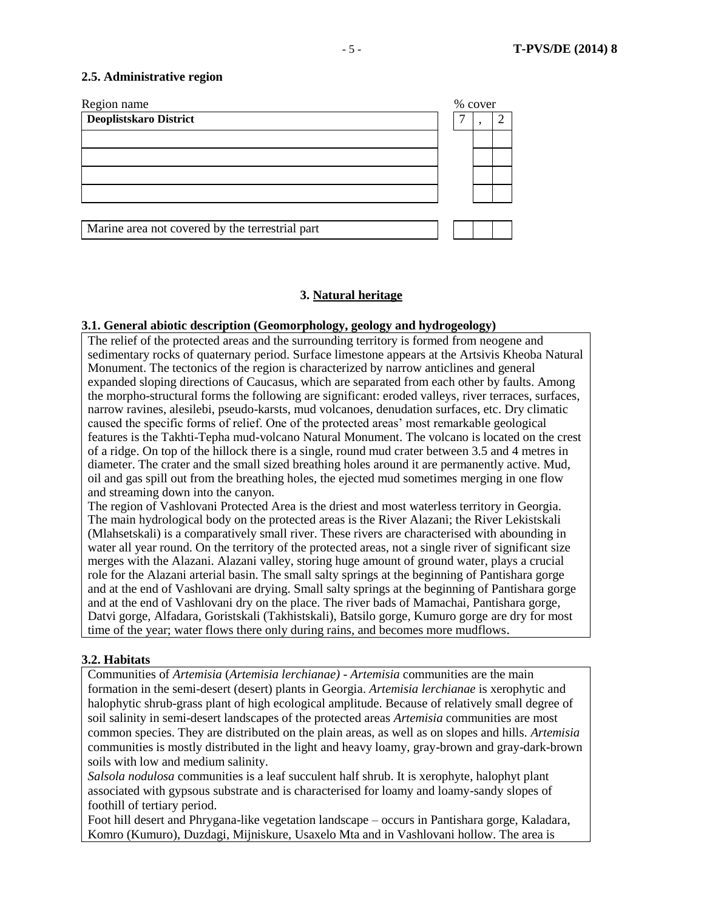**2.5. Administrative region**

| Region name | % cover |
|---|---|
| **Deoplistskaro District** | 7 , 2 |
| | |
| | |
| | |
| | |
| Marine area not covered by the terrestrial part | |

## 3. Natural heritage

**3.1. General abiotic description (Geomorphology, geology and hydrogeology)**

The relief of the protected areas and the surrounding territory is formed from neogene and sedimentary rocks of quaternary period. Surface limestone appears at the Artsivis Kheoba Natural Monument. The tectonics of the region is characterized by narrow anticlines and general expanded sloping directions of Caucasus, which are separated from each other by faults. Among the morpho-structural forms the following are significant: eroded valleys, river terraces, surfaces, narrow ravines, alesilebi, pseudo-karsts, mud volcanoes, denudation surfaces, etc. Dry climatic caused the specific forms of relief. One of the protected areas' most remarkable geological features is the Takhti-Tepha mud-volcano Natural Monument. The volcano is located on the crest of a ridge. On top of the hillock there is a single, round mud crater between 3.5 and 4 metres in diameter. The crater and the small sized breathing holes around it are permanently active. Mud, oil and gas spill out from the breathing holes, the ejected mud sometimes merging in one flow and streaming down into the canyon.

The region of Vashlovani Protected Area is the driest and most waterless territory in Georgia. The main hydrological body on the protected areas is the River Alazani; the River Lekistskali (Mlahsetskali) is a comparatively small river. These rivers are characterised with abounding in water all year round. On the territory of the protected areas, not a single river of significant size merges with the Alazani. Alazani valley, storing huge amount of ground water, plays a crucial role for the Alazani arterial basin. The small salty springs at the beginning of Pantishara gorge and at the end of Vashlovani are drying. Small salty springs at the beginning of Pantishara gorge and at the end of Vashlovani dry on the place. The river bads of Mamachai, Pantishara gorge, Datvi gorge, Alfadara, Goristskali (Takhistskali), Batsilo gorge, Kumuro gorge are dry for most time of the year; water flows there only during rains, and becomes more mudflows.

**3.2. Habitats**

Communities of *Artemisia* (*Artemisia lerchianae)* - *Artemisia* communities are the main formation in the semi-desert (desert) plants in Georgia. *Artemisia lerchianae* is xerophytic and halophytic shrub-grass plant of high ecological amplitude. Because of relatively small degree of soil salinity in semi-desert landscapes of the protected areas *Artemisia* communities are most common species. They are distributed on the plain areas, as well as on slopes and hills. *Artemisia* communities is mostly distributed in the light and heavy loamy, gray-brown and gray-dark-brown soils with low and medium salinity.

*Salsola nodulosa* communities is a leaf succulent half shrub. It is xerophyte, halophyt plant associated with gypsous substrate and is characterised for loamy and loamy-sandy slopes of foothill of tertiary period.

Foot hill desert and Phrygana-like vegetation landscape – occurs in Pantishara gorge, Kaladara, Komro (Kumuro), Duzdagi, Mijniskure, Usaxelo Mta and in Vashlovani hollow. The area is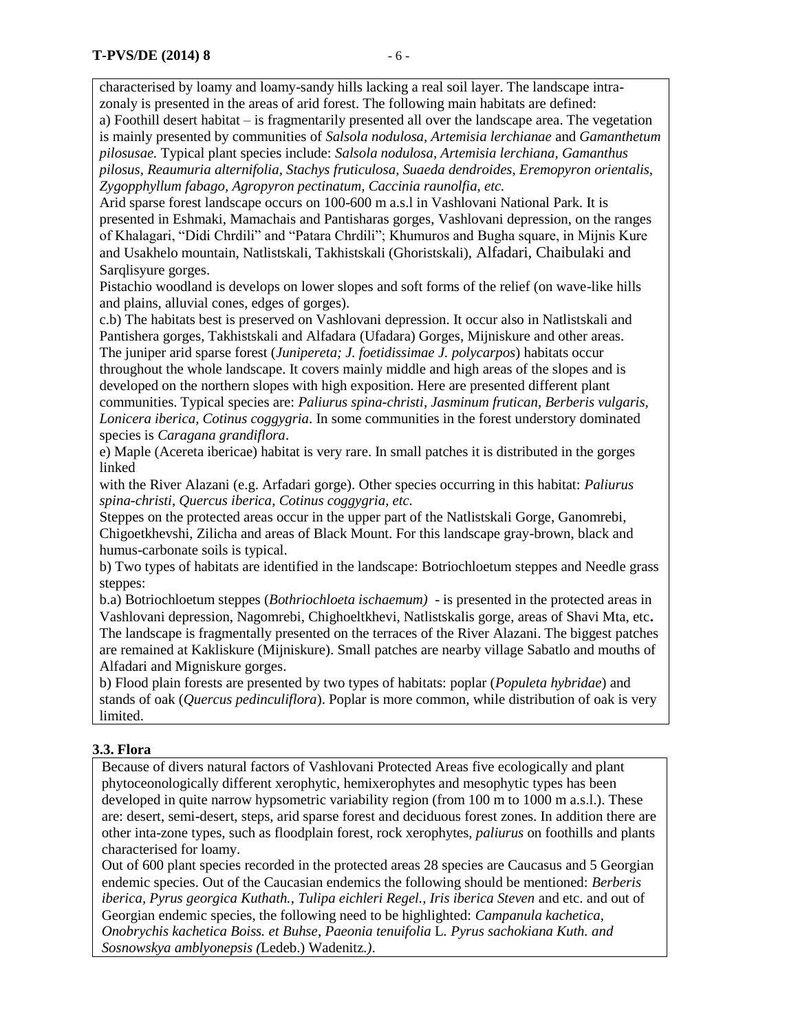characterised by loamy and loamy-sandy hills lacking a real soil layer. The landscape intra-zonaly is presented in the areas of arid forest. The following main habitats are defined:

a) Foothill desert habitat – is fragmentarily presented all over the landscape area. The vegetation is mainly presented by communities of *Salsola nodulosa, Artemisia lerchianae* and *Gamanthetum pilosusae.* Typical plant species include: *Salsola nodulosa, Artemisia lerchiana, Gamanthus pilosus, Reaumuria alternifolia, Stachys fruticulosa, Suaeda dendroides, Eremopyron orientalis, Zygopphyllum fabago, Agropyron pectinatum, Caccinia raunolfia, etc.*

Arid sparse forest landscape occurs on 100-600 m a.s.l in Vashlovani National Park. It is presented in Eshmaki, Mamachais and Pantisharas gorges, Vashlovani depression, on the ranges of Khalagari, "Didi Chrdili" and "Patara Chrdili"; Khumuros and Bugha square, in Mijnis Kure and Usakhelo mountain, Natlistskali, Takhistskali (Ghoristskali), Alfadari, Chaibulaki and Sarqlisyure gorges.

Pistachio woodland is develops on lower slopes and soft forms of the relief (on wave-like hills and plains, alluvial cones, edges of gorges).

c.b) The habitats best is preserved on Vashlovani depression. It occur also in Natlistskali and Pantishera gorges, Takhistskali and Alfadara (Ufadara) Gorges, Mijniskure and other areas.

The juniper arid sparse forest (*Junipereta; J. foetidissimae J. polycarpos*) habitats occur throughout the whole landscape. It covers mainly middle and high areas of the slopes and is developed on the northern slopes with high exposition. Here are presented different plant communities. Typical species are: *Paliurus spina-christi, Jasminum frutican, Berberis vulgaris, Lonicera iberica, Cotinus coggygria*. In some communities in the forest understory dominated species is *Caragana grandiflora*.

e) Maple (Acereta ibericae) habitat is very rare. In small patches it is distributed in the gorges linked

with the River Alazani (e.g. Arfadari gorge). Other species occurring in this habitat: *Paliurus spina-christi, Quercus iberica, Cotinus coggygria, etc.*

Steppes on the protected areas occur in the upper part of the Natlistskali Gorge, Ganomrebi, Chigoetkhevshi, Zilicha and areas of Black Mount. For this landscape gray-brown, black and humus-carbonate soils is typical.

b) Two types of habitats are identified in the landscape: Botriochloetum steppes and Needle grass steppes:

b.a) Botriochloetum steppes (*Bothriochloeta ischaemum)* - is presented in the protected areas in Vashlovani depression, Nagomrebi, Chighoeltkhevi, Natlistskalis gorge, areas of Shavi Mta, etc**.**

The landscape is fragmentally presented on the terraces of the River Alazani. The biggest patches are remained at Kakliskure (Mijniskure). Small patches are nearby village Sabatlo and mouths of Alfadari and Migniskure gorges.

b) Flood plain forests are presented by two types of habitats: poplar (*Populeta hybridae*) and stands of oak (*Quercus pedinculiflora*). Poplar is more common, while distribution of oak is very limited.

### 3.3. Flora

Because of divers natural factors of Vashlovani Protected Areas five ecologically and plant phytoceonologically different xerophytic, hemixerophytes and mesophytic types has been developed in quite narrow hypsometric variability region (from 100 m to 1000 m a.s.l.). These are: desert, semi-desert, steps, arid sparse forest and deciduous forest zones. In addition there are other inta-zone types, such as floodplain forest, rock xerophytes, *paliurus* on foothills and plants characterised for loamy.

Out of 600 plant species recorded in the protected areas 28 species are Caucasus and 5 Georgian endemic species. Out of the Caucasian endemics the following should be mentioned: *Berberis iberica, Pyrus georgica Kuthath., Tulipa eichleri Regel., Iris iberica Steven* and etc. and out of Georgian endemic species, the following need to be highlighted: *Campanula kachetica, Onobrychis kachetica Boiss. et Buhse, Paeonia tenuifolia* L. *Pyrus sachokiana Kuth. and Sosnowskya amblyonepsis (*Ledeb.) Wadenitz*.).*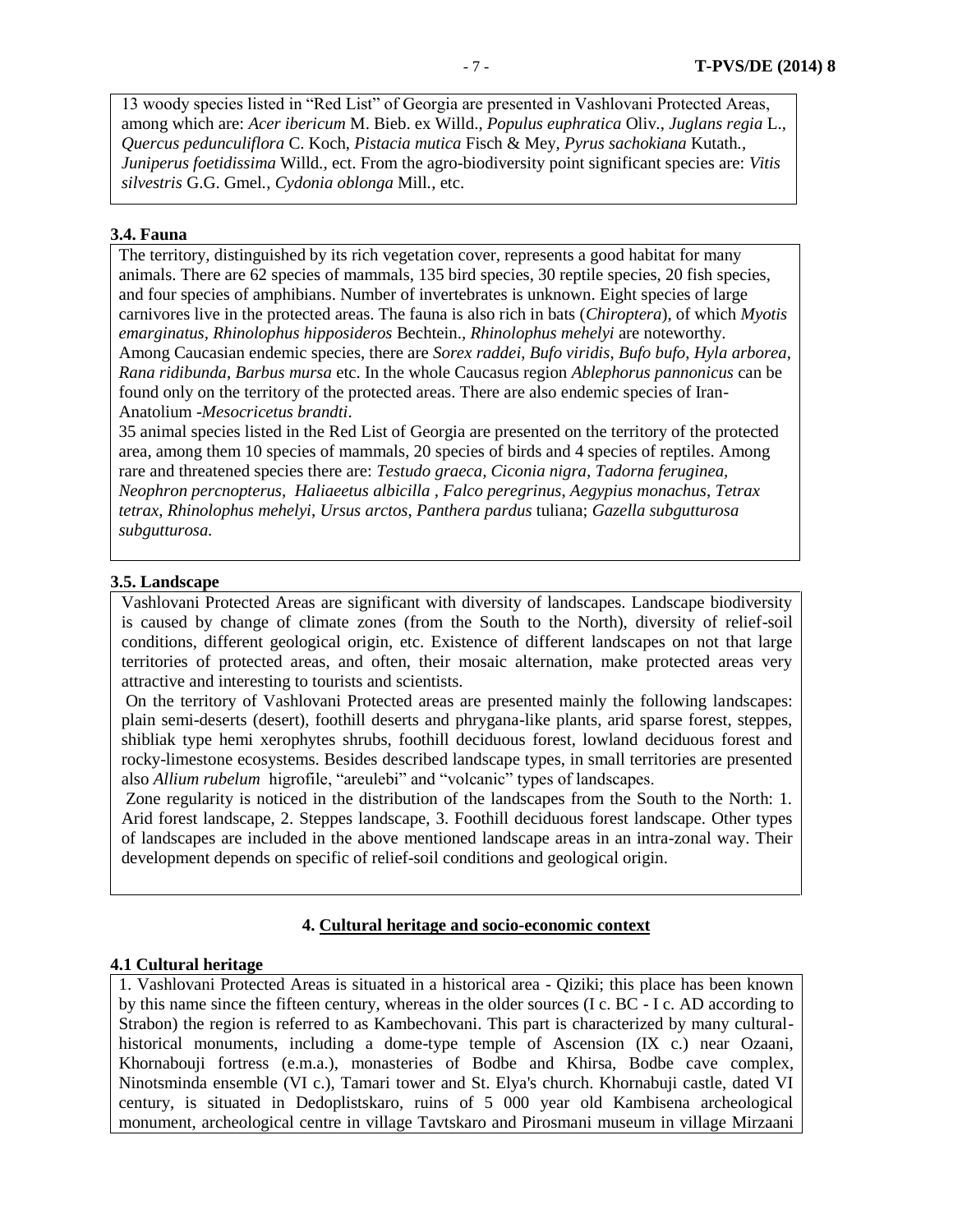13 woody species listed in "Red List" of Georgia are presented in Vashlovani Protected Areas, among which are: *Acer ibericum* M. Bieb. ex Willd., *Populus euphratica* Oliv., *Juglans regia* L., *Quercus pedunculiflora* C. Koch, *Pistacia mutica* Fisch & Mey, *Pyrus sachokiana* Kutath., *Juniperus foetidissima* Willd., ect. From the agro-biodiversity point significant species are: *Vitis silvestris* G.G. Gmel., *Cydonia oblonga* Mill., etc.

### 3.4. Fauna

The territory, distinguished by its rich vegetation cover, represents a good habitat for many animals. There are 62 species of mammals, 135 bird species, 30 reptile species, 20 fish species, and four species of amphibians. Number of invertebrates is unknown. Eight species of large carnivores live in the protected areas. The fauna is also rich in bats (*Chiroptera*), of which *Myotis emarginatus, Rhinolophus hipposideros* Bechtein., *Rhinolophus mehelyi* are noteworthy. Among Caucasian endemic species, there are *Sorex raddei, Bufo viridis, Bufo bufo, Hyla arborea, Rana ridibunda, Barbus mursa* etc. In the whole Caucasus region *Ablephorus pannonicus* can be found only on the territory of the protected areas. There are also endemic species of Iran-Anatolium -*Mesocricetus brandti*.

35 animal species listed in the Red List of Georgia are presented on the territory of the protected area, among them 10 species of mammals, 20 species of birds and 4 species of reptiles. Among rare and threatened species there are: *Testudo graeca, Ciconia nigra, Tadorna feruginea, Neophron percnopterus, Haliaeetus albicilla , Falco peregrinus, Aegypius monachus, Tetrax tetrax, Rhinolophus mehelyi, Ursus arctos, Panthera pardus* tuliana; *Gazella subgutturosa subgutturosa.*

### 3.5. Landscape

Vashlovani Protected Areas are significant with diversity of landscapes. Landscape biodiversity is caused by change of climate zones (from the South to the North), diversity of relief-soil conditions, different geological origin, etc. Existence of different landscapes on not that large territories of protected areas, and often, their mosaic alternation, make protected areas very attractive and interesting to tourists and scientists.

On the territory of Vashlovani Protected areas are presented mainly the following landscapes: plain semi-deserts (desert), foothill deserts and phrygana-like plants, arid sparse forest, steppes, shibliak type hemi xerophytes shrubs, foothill deciduous forest, lowland deciduous forest and rocky-limestone ecosystems. Besides described landscape types, in small territories are presented also *Allium rubelum* higrofile, "areulebi" and "volcanic" types of landscapes.

Zone regularity is noticed in the distribution of the landscapes from the South to the North: 1. Arid forest landscape, 2. Steppes landscape, 3. Foothill deciduous forest landscape. Other types of landscapes are included in the above mentioned landscape areas in an intra-zonal way. Their development depends on specific of relief-soil conditions and geological origin.

## 4. Cultural heritage and socio-economic context

### 4.1 Cultural heritage

1. Vashlovani Protected Areas is situated in a historical area - Qiziki; this place has been known by this name since the fifteen century, whereas in the older sources (I c. BC - I c. AD according to Strabon) the region is referred to as Kambechovani. This part is characterized by many cultural-historical monuments, including a dome-type temple of Ascension (IX c.) near Ozaani, Khornabouji fortress (e.m.a.), monasteries of Bodbe and Khirsa, Bodbe cave complex, Ninotsminda ensemble (VI c.), Tamari tower and St. Elya's church. Khornabuji castle, dated VI century, is situated in Dedoplistskaro, ruins of 5 000 year old Kambisena archeological monument, archeological centre in village Tavtskaro and Pirosmani museum in village Mirzaani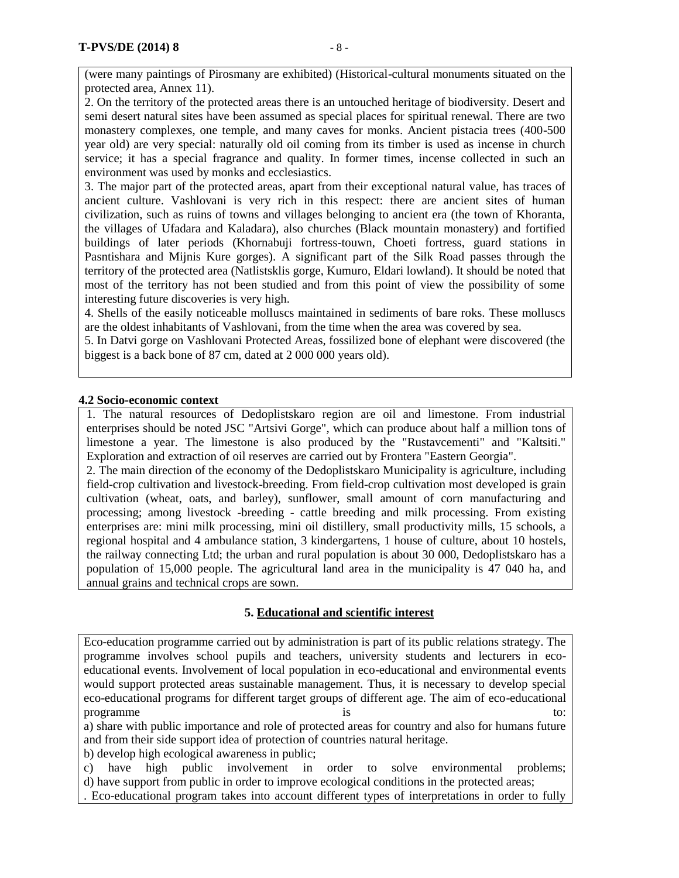(were many paintings of Pirosmany are exhibited) (Historical-cultural monuments situated on the protected area, Annex 11).

2. On the territory of the protected areas there is an untouched heritage of biodiversity. Desert and semi desert natural sites have been assumed as special places for spiritual renewal. There are two monastery complexes, one temple, and many caves for monks. Ancient pistacia trees (400-500 year old) are very special: naturally old oil coming from its timber is used as incense in church service; it has a special fragrance and quality. In former times, incense collected in such an environment was used by monks and ecclesiastics.

3. The major part of the protected areas, apart from their exceptional natural value, has traces of ancient culture. Vashlovani is very rich in this respect: there are ancient sites of human civilization, such as ruins of towns and villages belonging to ancient era (the town of Khoranta, the villages of Ufadara and Kaladara), also churches (Black mountain monastery) and fortified buildings of later periods (Khornabuji fortress-touwn, Choeti fortress, guard stations in Pasntishara and Mijnis Kure gorges). A significant part of the Silk Road passes through the territory of the protected area (Natlistsklis gorge, Kumuro, Eldari lowland). It should be noted that most of the territory has not been studied and from this point of view the possibility of some interesting future discoveries is very high.

4. Shells of the easily noticeable molluscs maintained in sediments of bare roks. These molluscs are the oldest inhabitants of Vashlovani, from the time when the area was covered by sea.

5. In Datvi gorge on Vashlovani Protected Areas, fossilized bone of elephant were discovered (the biggest is a back bone of 87 cm, dated at 2 000 000 years old).

**4.2 Socio-economic context**

1. The natural resources of Dedoplistskaro region are oil and limestone. From industrial enterprises should be noted JSC "Artsivi Gorge", which can produce about half a million tons of limestone a year. The limestone is also produced by the "Rustavcementi" and "Kaltsiti." Exploration and extraction of oil reserves are carried out by Frontera "Eastern Georgia".

2. The main direction of the economy of the Dedoplistskaro Municipality is agriculture, including field-crop cultivation and livestock-breeding. From field-crop cultivation most developed is grain cultivation (wheat, oats, and barley), sunflower, small amount of corn manufacturing and processing; among livestock -breeding - cattle breeding and milk processing. From existing enterprises are: mini milk processing, mini oil distillery, small productivity mills, 15 schools, a regional hospital and 4 ambulance station, 3 kindergartens, 1 house of culture, about 10 hostels, the railway connecting Ltd; the urban and rural population is about 30 000, Dedoplistskaro has a population of 15,000 people. The agricultural land area in the municipality is 47 040 ha, and annual grains and technical crops are sown.

## 5. Educational and scientific interest

Eco-education programme carried out by administration is part of its public relations strategy. The programme involves school pupils and teachers, university students and lecturers in eco-educational events. Involvement of local population in eco-educational and environmental events would support protected areas sustainable management. Thus, it is necessary to develop special eco-educational programs for different target groups of different age. The aim of eco-educational programme is to:

a) share with public importance and role of protected areas for country and also for humans future and from their side support idea of protection of countries natural heritage.

b) develop high ecological awareness in public;

c) have high public involvement in order to solve environmental problems;

d) have support from public in order to improve ecological conditions in the protected areas;

. Eco-educational program takes into account different types of interpretations in order to fully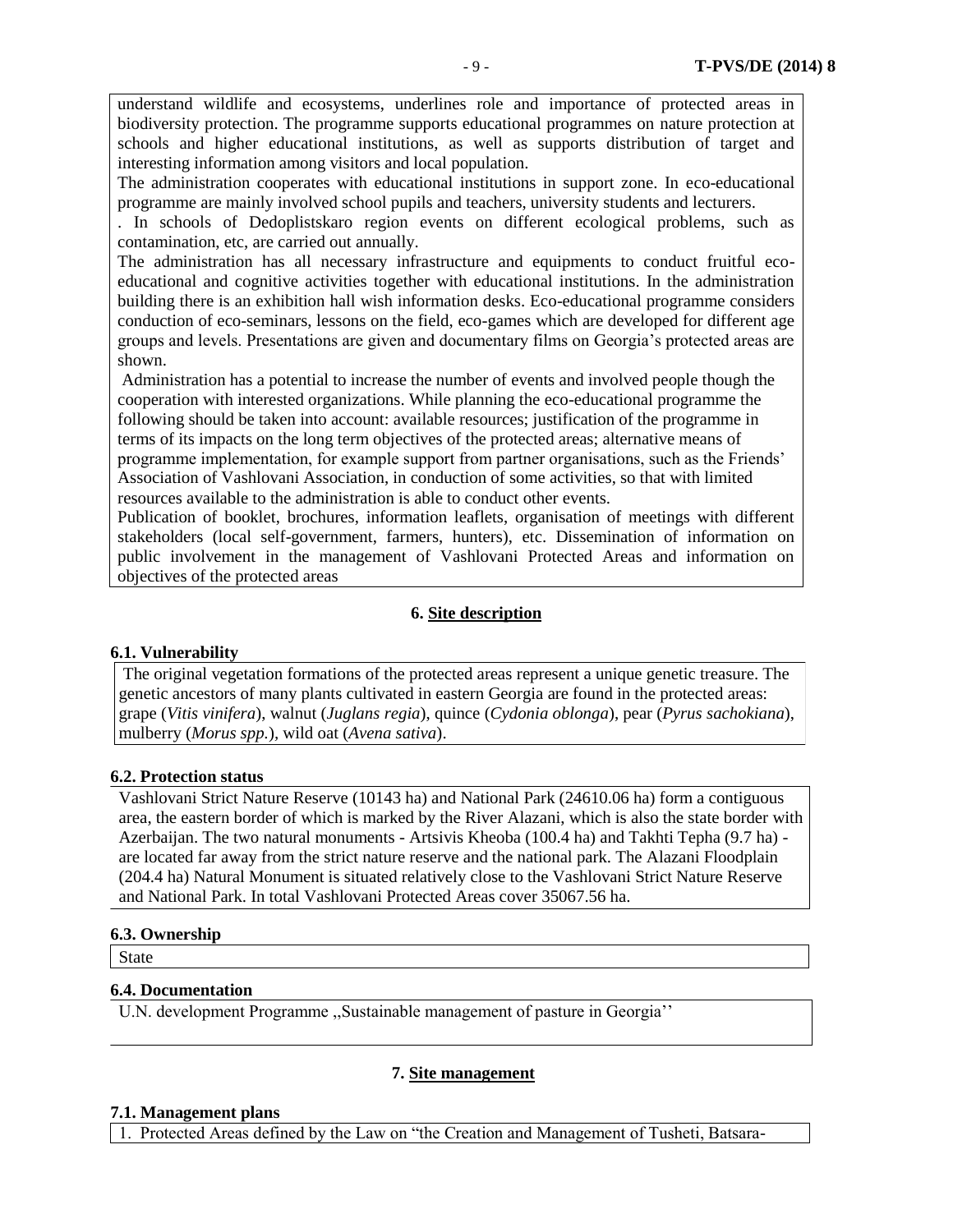understand wildlife and ecosystems, underlines role and importance of protected areas in biodiversity protection. The programme supports educational programmes on nature protection at schools and higher educational institutions, as well as supports distribution of target and interesting information among visitors and local population.

The administration cooperates with educational institutions in support zone. In eco-educational programme are mainly involved school pupils and teachers, university students and lecturers.

. In schools of Dedoplistskaro region events on different ecological problems, such as contamination, etc, are carried out annually.

The administration has all necessary infrastructure and equipments to conduct fruitful eco-educational and cognitive activities together with educational institutions. In the administration building there is an exhibition hall wish information desks. Eco-educational programme considers conduction of eco-seminars, lessons on the field, eco-games which are developed for different age groups and levels. Presentations are given and documentary films on Georgia's protected areas are shown.

Administration has a potential to increase the number of events and involved people though the cooperation with interested organizations. While planning the eco-educational programme the following should be taken into account: available resources; justification of the programme in terms of its impacts on the long term objectives of the protected areas; alternative means of programme implementation, for example support from partner organisations, such as the Friends' Association of Vashlovani Association, in conduction of some activities, so that with limited resources available to the administration is able to conduct other events.

Publication of booklet, brochures, information leaflets, organisation of meetings with different stakeholders (local self-government, farmers, hunters), etc. Dissemination of information on public involvement in the management of Vashlovani Protected Areas and information on objectives of the protected areas

## 6. Site description

### 6.1. Vulnerability

The original vegetation formations of the protected areas represent a unique genetic treasure. The genetic ancestors of many plants cultivated in eastern Georgia are found in the protected areas: grape (*Vitis vinifera*), walnut (*Juglans regia*), quince (*Cydonia oblonga*), pear (*Pyrus sachokiana*), mulberry (*Morus spp.*), wild oat (*Avena sativa*).

### 6.2. Protection status

Vashlovani Strict Nature Reserve (10143 ha) and National Park (24610.06 ha) form a contiguous area, the eastern border of which is marked by the River Alazani, which is also the state border with Azerbaijan. The two natural monuments - Artsivis Kheoba (100.4 ha) and Takhti Tepha (9.7 ha) - are located far away from the strict nature reserve and the national park. The Alazani Floodplain (204.4 ha) Natural Monument is situated relatively close to the Vashlovani Strict Nature Reserve and National Park. In total Vashlovani Protected Areas cover 35067.56 ha.

### 6.3. Ownership

State

### 6.4. Documentation

U.N. development Programme ,,Sustainable management of pasture in Georgia''

## 7. Site management

### 7.1. Management plans

1. Protected Areas defined by the Law on "the Creation and Management of Tusheti, Batsara-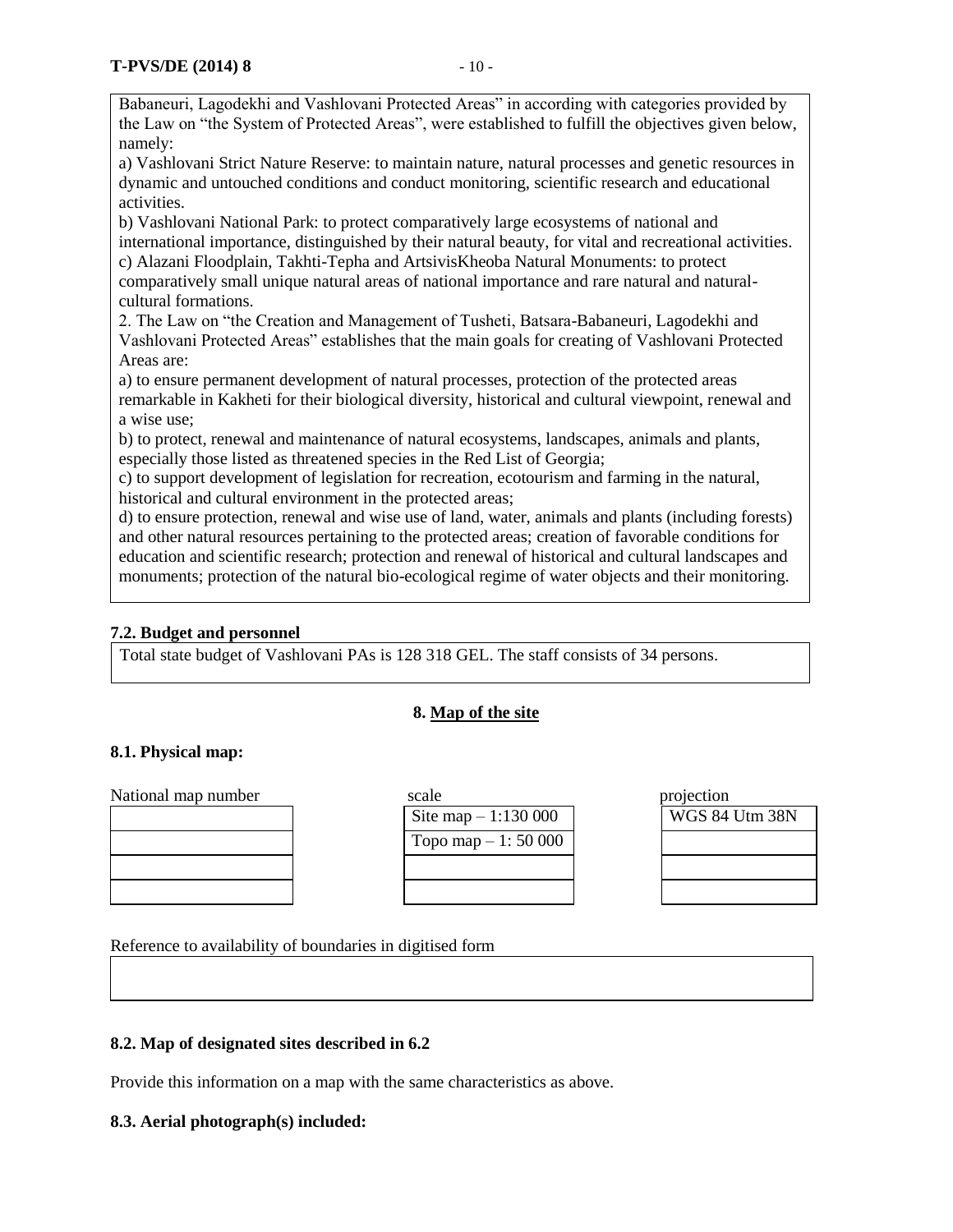Babaneuri, Lagodekhi and Vashlovani Protected Areas" in according with categories provided by the Law on "the System of Protected Areas", were established to fulfill the objectives given below, namely:

a) Vashlovani Strict Nature Reserve: to maintain nature, natural processes and genetic resources in dynamic and untouched conditions and conduct monitoring, scientific research and educational activities.

b) Vashlovani National Park: to protect comparatively large ecosystems of national and international importance, distinguished by their natural beauty, for vital and recreational activities.

c) Alazani Floodplain, Takhti-Tepha and ArtsivisKheoba Natural Monuments: to protect comparatively small unique natural areas of national importance and rare natural and natural-cultural formations.

2. The Law on "the Creation and Management of Tusheti, Batsara-Babaneuri, Lagodekhi and Vashlovani Protected Areas" establishes that the main goals for creating of Vashlovani Protected Areas are:

a) to ensure permanent development of natural processes, protection of the protected areas remarkable in Kakheti for their biological diversity, historical and cultural viewpoint, renewal and a wise use;

b) to protect, renewal and maintenance of natural ecosystems, landscapes, animals and plants, especially those listed as threatened species in the Red List of Georgia;

c) to support development of legislation for recreation, ecotourism and farming in the natural, historical and cultural environment in the protected areas;

d) to ensure protection, renewal and wise use of land, water, animals and plants (including forests) and other natural resources pertaining to the protected areas; creation of favorable conditions for education and scientific research; protection and renewal of historical and cultural landscapes and monuments; protection of the natural bio-ecological regime of water objects and their monitoring.

### 7.2. Budget and personnel

Total state budget of Vashlovani PAs is 128 318 GEL. The staff consists of 34 persons.

## 8. Map of the site

### 8.1. Physical map:

| National map number | scale | projection |
|---|---|---|
| | Site map – 1:130 000 | WGS 84 Utm 38N |
| | Topo map – 1: 50 000 | |
| | | |
| | | |

Reference to availability of boundaries in digitised form

### 8.2. Map of designated sites described in 6.2

Provide this information on a map with the same characteristics as above.

### 8.3. Aerial photograph(s) included: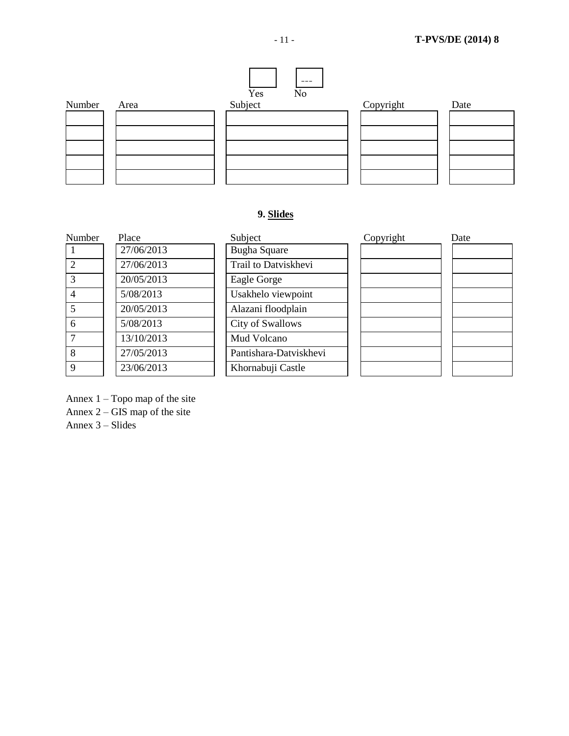| Yes | No |
|---|---|
| | --- |

| Number | Area | Subject | Copyright | Date |
|---|---|---|---|---|
| | | | | |
| | | | | |
| | | | | |
| | | | | |
| | | | | |

### 9. Slides

| Number | Place | Subject | Copyright | Date |
|---|---|---|---|---|
| 1 | 27/06/2013 | Bugha Square | | |
| 2 | 27/06/2013 | Trail to Datviskhevi | | |
| 3 | 20/05/2013 | Eagle Gorge | | |
| 4 | 5/08/2013 | Usakhelo viewpoint | | |
| 5 | 20/05/2013 | Alazani floodplain | | |
| 6 | 5/08/2013 | City of Swallows | | |
| 7 | 13/10/2013 | Mud Volcano | | |
| 8 | 27/05/2013 | Pantishara-Datviskhevi | | |
| 9 | 23/06/2013 | Khornabuji Castle | | |

Annex 1 – Topo map of the site

Annex 2 – GIS map of the site

Annex 3 – Slides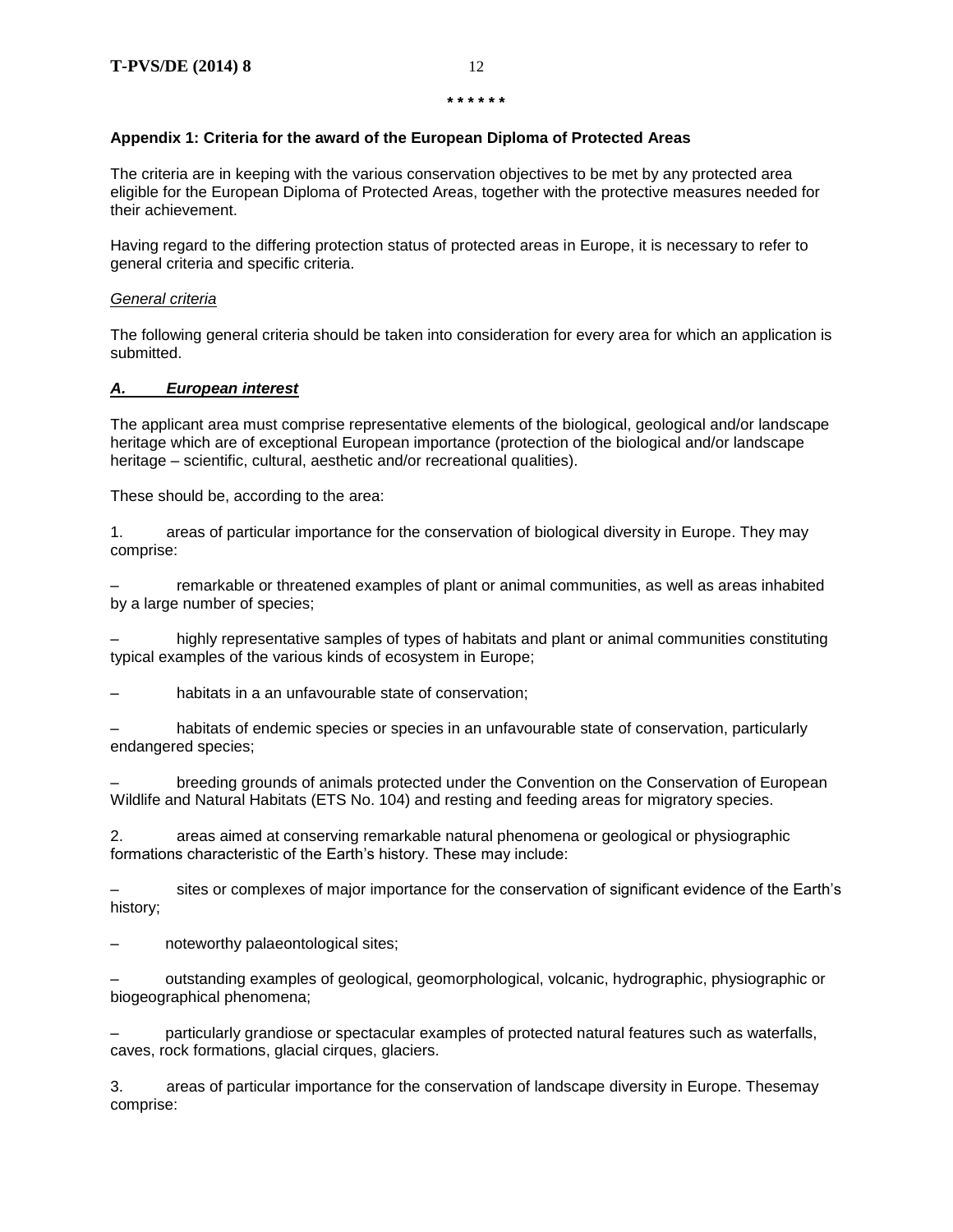\* \* \* \* \* \*

**Appendix 1: Criteria for the award of the European Diploma of Protected Areas**

The criteria are in keeping with the various conservation objectives to be met by any protected area eligible for the European Diploma of Protected Areas, together with the protective measures needed for their achievement.

Having regard to the differing protection status of protected areas in Europe, it is necessary to refer to general criteria and specific criteria.

*General criteria*

The following general criteria should be taken into consideration for every area for which an application is submitted.

***A. European interest***

The applicant area must comprise representative elements of the biological, geological and/or landscape heritage which are of exceptional European importance (protection of the biological and/or landscape heritage – scientific, cultural, aesthetic and/or recreational qualities).

These should be, according to the area:

1. areas of particular importance for the conservation of biological diversity in Europe. They may comprise:

– remarkable or threatened examples of plant or animal communities, as well as areas inhabited by a large number of species;

– highly representative samples of types of habitats and plant or animal communities constituting typical examples of the various kinds of ecosystem in Europe;

– habitats in a an unfavourable state of conservation;

– habitats of endemic species or species in an unfavourable state of conservation, particularly endangered species;

– breeding grounds of animals protected under the Convention on the Conservation of European Wildlife and Natural Habitats (ETS No. 104) and resting and feeding areas for migratory species.

2. areas aimed at conserving remarkable natural phenomena or geological or physiographic formations characteristic of the Earth's history. These may include:

– sites or complexes of major importance for the conservation of significant evidence of the Earth's history;

– noteworthy palaeontological sites;

– outstanding examples of geological, geomorphological, volcanic, hydrographic, physiographic or biogeographical phenomena;

– particularly grandiose or spectacular examples of protected natural features such as waterfalls, caves, rock formations, glacial cirques, glaciers.

3. areas of particular importance for the conservation of landscape diversity in Europe. Thesemay comprise: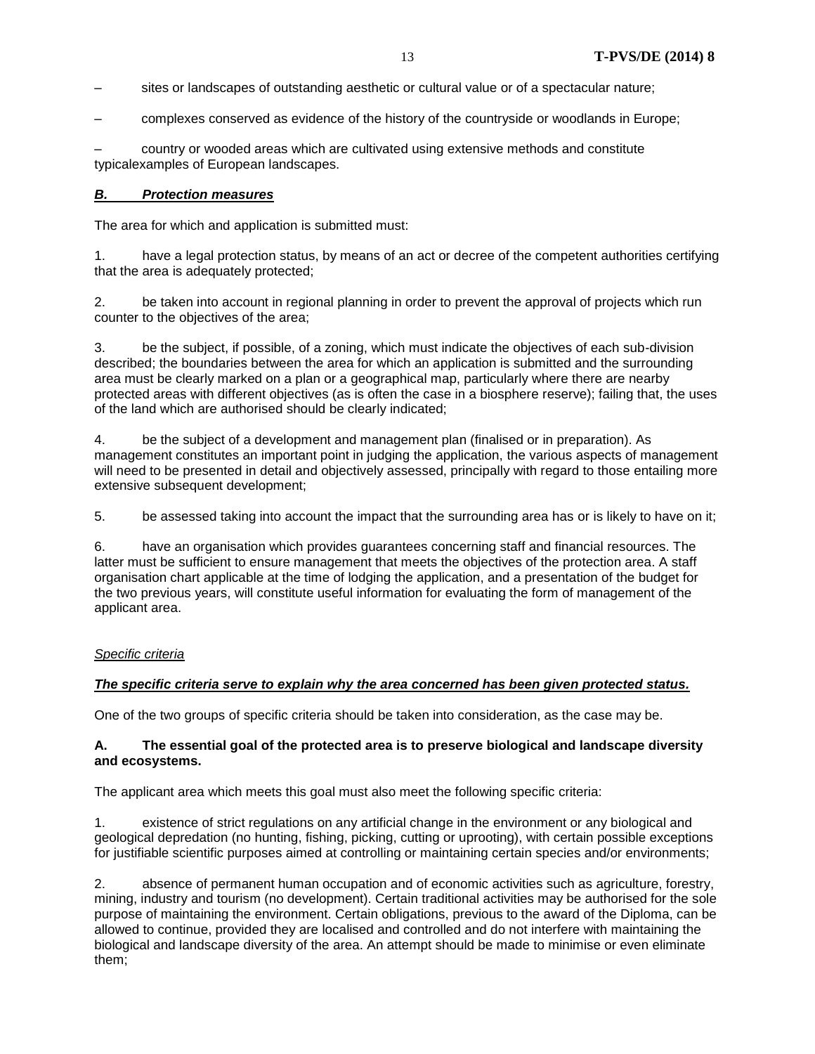– sites or landscapes of outstanding aesthetic or cultural value or of a spectacular nature;

– complexes conserved as evidence of the history of the countryside or woodlands in Europe;

– country or wooded areas which are cultivated using extensive methods and constitute typicalexamples of European landscapes.

***B. Protection measures***

The area for which and application is submitted must:

1. have a legal protection status, by means of an act or decree of the competent authorities certifying that the area is adequately protected;

2. be taken into account in regional planning in order to prevent the approval of projects which run counter to the objectives of the area;

3. be the subject, if possible, of a zoning, which must indicate the objectives of each sub-division described; the boundaries between the area for which an application is submitted and the surrounding area must be clearly marked on a plan or a geographical map, particularly where there are nearby protected areas with different objectives (as is often the case in a biosphere reserve); failing that, the uses of the land which are authorised should be clearly indicated;

4. be the subject of a development and management plan (finalised or in preparation). As management constitutes an important point in judging the application, the various aspects of management will need to be presented in detail and objectively assessed, principally with regard to those entailing more extensive subsequent development;

5. be assessed taking into account the impact that the surrounding area has or is likely to have on it;

6. have an organisation which provides guarantees concerning staff and financial resources. The latter must be sufficient to ensure management that meets the objectives of the protection area. A staff organisation chart applicable at the time of lodging the application, and a presentation of the budget for the two previous years, will constitute useful information for evaluating the form of management of the applicant area.

*Specific criteria*

***The specific criteria serve to explain why the area concerned has been given protected status.***

One of the two groups of specific criteria should be taken into consideration, as the case may be.

**A. The essential goal of the protected area is to preserve biological and landscape diversity and ecosystems.**

The applicant area which meets this goal must also meet the following specific criteria:

1. existence of strict regulations on any artificial change in the environment or any biological and geological depredation (no hunting, fishing, picking, cutting or uprooting), with certain possible exceptions for justifiable scientific purposes aimed at controlling or maintaining certain species and/or environments;

2. absence of permanent human occupation and of economic activities such as agriculture, forestry, mining, industry and tourism (no development). Certain traditional activities may be authorised for the sole purpose of maintaining the environment. Certain obligations, previous to the award of the Diploma, can be allowed to continue, provided they are localised and controlled and do not interfere with maintaining the biological and landscape diversity of the area. An attempt should be made to minimise or even eliminate them;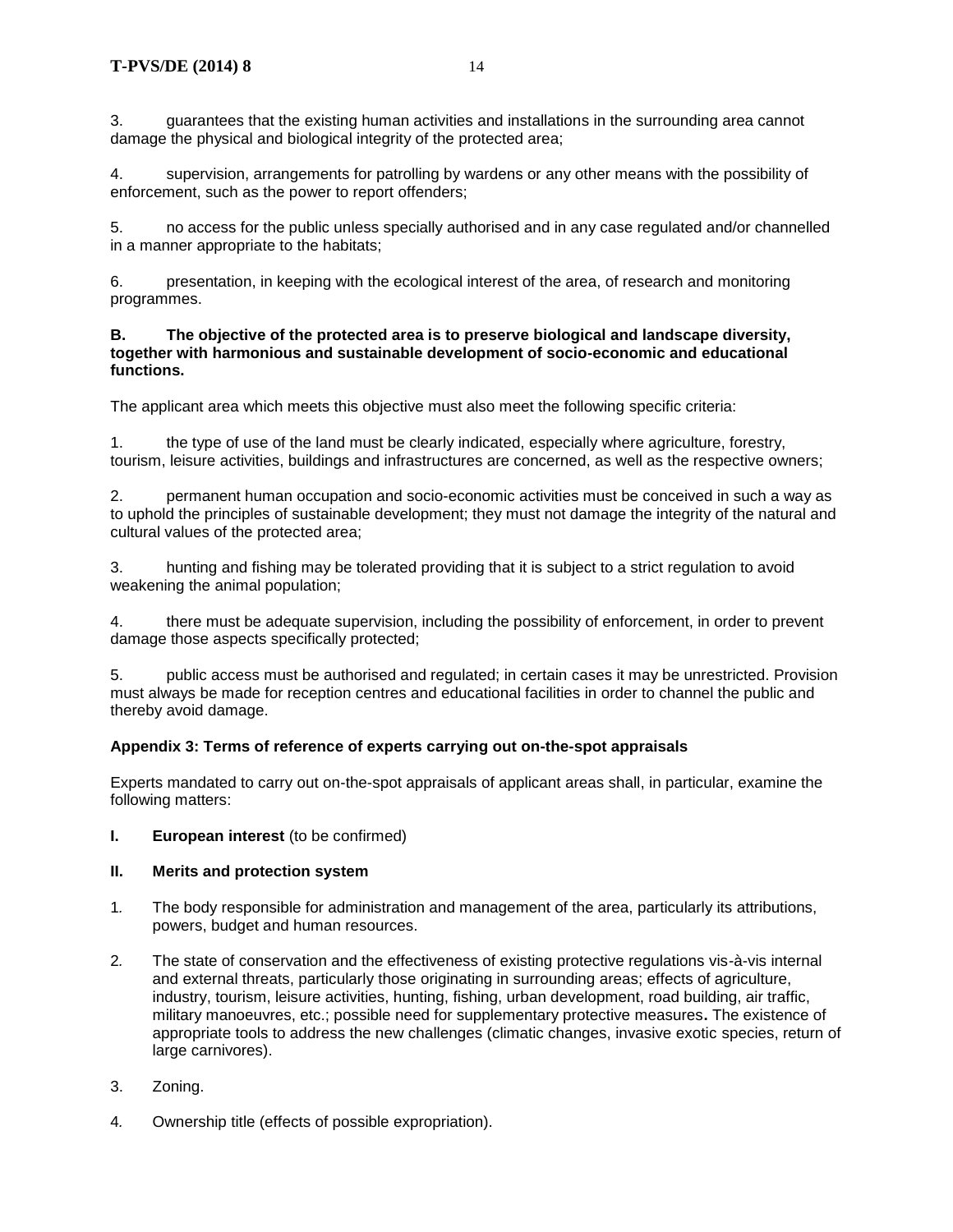3. guarantees that the existing human activities and installations in the surrounding area cannot damage the physical and biological integrity of the protected area;

4. supervision, arrangements for patrolling by wardens or any other means with the possibility of enforcement, such as the power to report offenders;

5. no access for the public unless specially authorised and in any case regulated and/or channelled in a manner appropriate to the habitats;

6. presentation, in keeping with the ecological interest of the area, of research and monitoring programmes.

**B. The objective of the protected area is to preserve biological and landscape diversity, together with harmonious and sustainable development of socio-economic and educational functions.**

The applicant area which meets this objective must also meet the following specific criteria:

1. the type of use of the land must be clearly indicated, especially where agriculture, forestry, tourism, leisure activities, buildings and infrastructures are concerned, as well as the respective owners;

2. permanent human occupation and socio-economic activities must be conceived in such a way as to uphold the principles of sustainable development; they must not damage the integrity of the natural and cultural values of the protected area;

3. hunting and fishing may be tolerated providing that it is subject to a strict regulation to avoid weakening the animal population;

4. there must be adequate supervision, including the possibility of enforcement, in order to prevent damage those aspects specifically protected;

5. public access must be authorised and regulated; in certain cases it may be unrestricted. Provision must always be made for reception centres and educational facilities in order to channel the public and thereby avoid damage.

**Appendix 3: Terms of reference of experts carrying out on-the-spot appraisals**

Experts mandated to carry out on-the-spot appraisals of applicant areas shall, in particular, examine the following matters:

**I. European interest** (to be confirmed)

**II. Merits and protection system**

1. The body responsible for administration and management of the area, particularly its attributions, powers, budget and human resources.

2. The state of conservation and the effectiveness of existing protective regulations vis-à-vis internal and external threats, particularly those originating in surrounding areas; effects of agriculture, industry, tourism, leisure activities, hunting, fishing, urban development, road building, air traffic, military manoeuvres, etc.; possible need for supplementary protective measures**.** The existence of appropriate tools to address the new challenges (climatic changes, invasive exotic species, return of large carnivores).

3. Zoning.

4. Ownership title (effects of possible expropriation).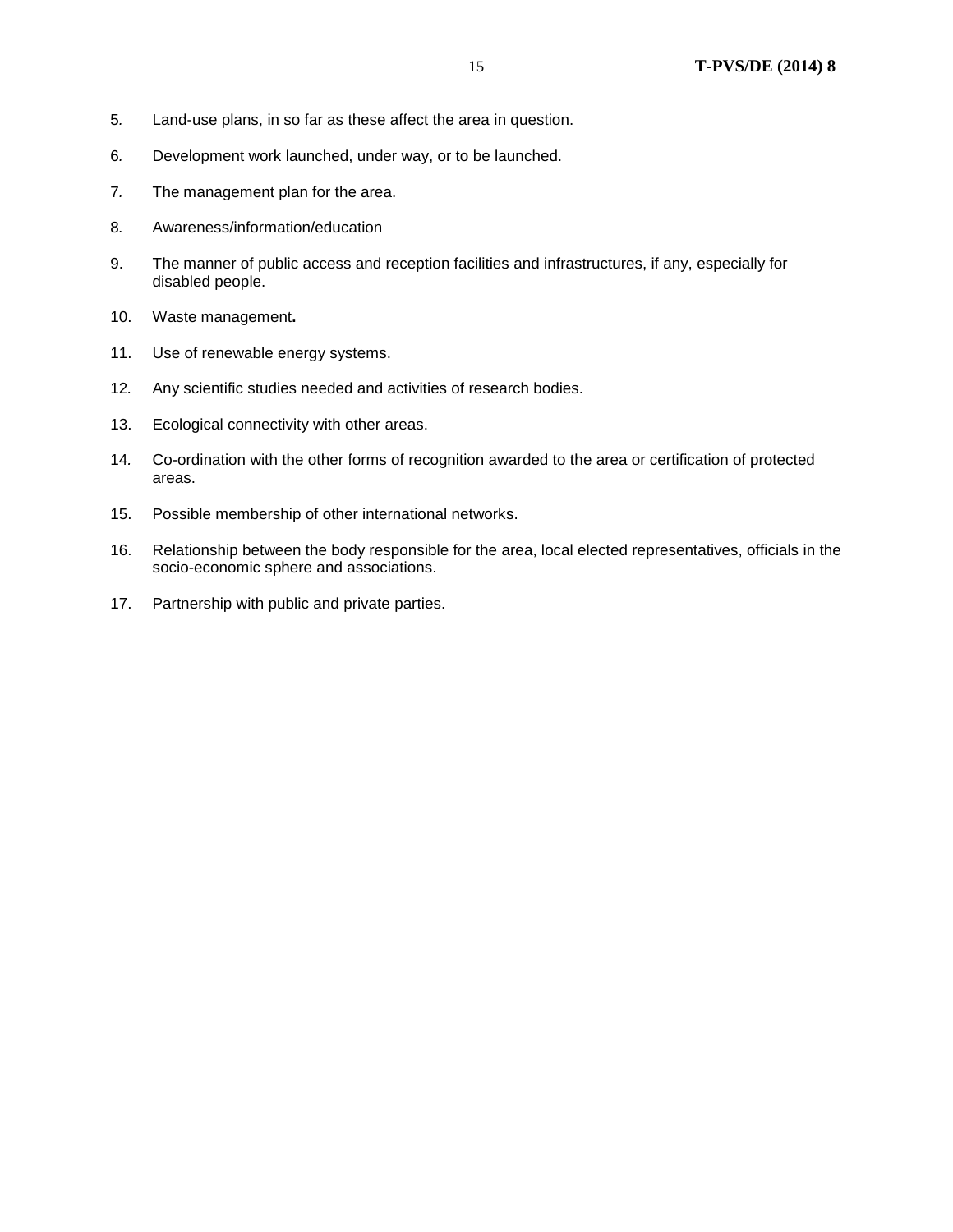5. Land-use plans, in so far as these affect the area in question.

6. Development work launched, under way, or to be launched.

7. The management plan for the area.

8. Awareness/information/education

9. The manner of public access and reception facilities and infrastructures, if any, especially for disabled people.

10. Waste management**.**

11. Use of renewable energy systems.

12. Any scientific studies needed and activities of research bodies.

13. Ecological connectivity with other areas.

14. Co-ordination with the other forms of recognition awarded to the area or certification of protected areas.

15. Possible membership of other international networks.

16. Relationship between the body responsible for the area, local elected representatives, officials in the socio-economic sphere and associations.

17. Partnership with public and private parties.